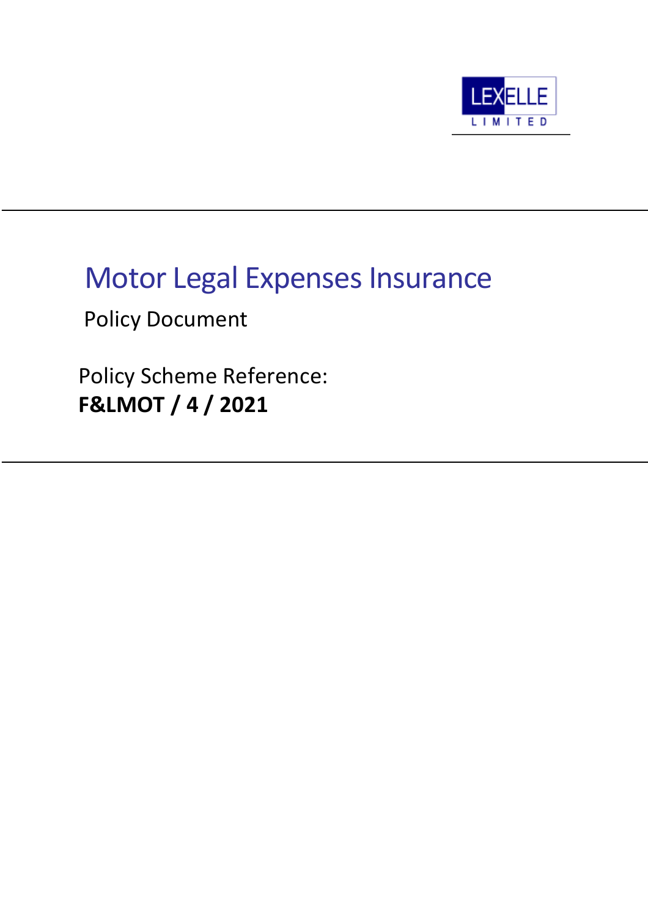LEXELLE LIMITED

# Motor Legal Expenses Insurance

## Policy Document

Policy Scheme Reference:
**F&LMOT / 4 / 2021**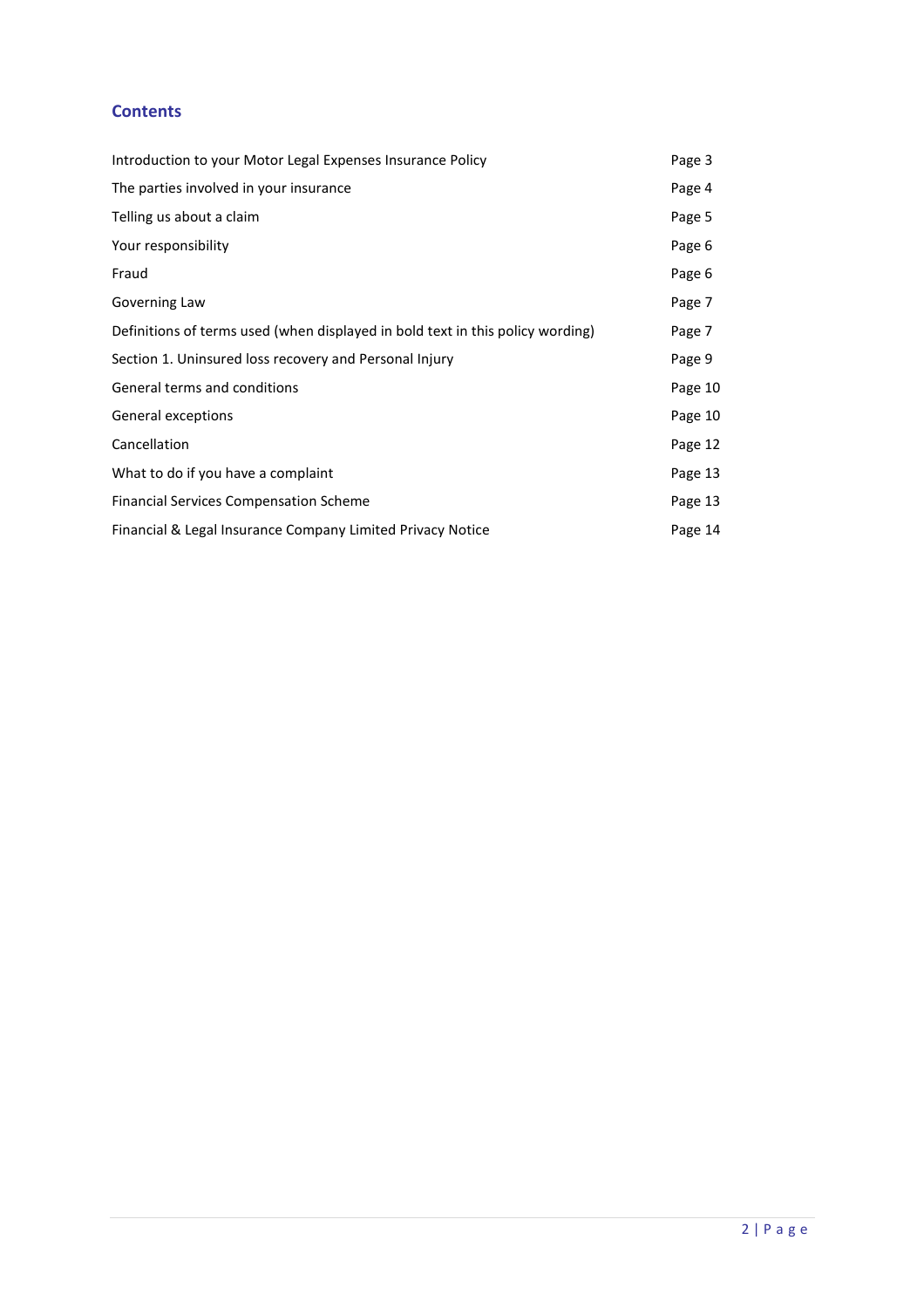## Contents

| | |
|---|---|
| Introduction to your Motor Legal Expenses Insurance Policy | Page 3 |
| The parties involved in your insurance | Page 4 |
| Telling us about a claim | Page 5 |
| Your responsibility | Page 6 |
| Fraud | Page 6 |
| Governing Law | Page 7 |
| Definitions of terms used (when displayed in bold text in this policy wording) | Page 7 |
| Section 1. Uninsured loss recovery and Personal Injury | Page 9 |
| General terms and conditions | Page 10 |
| General exceptions | Page 10 |
| Cancellation | Page 12 |
| What to do if you have a complaint | Page 13 |
| Financial Services Compensation Scheme | Page 13 |
| Financial & Legal Insurance Company Limited Privacy Notice | Page 14 |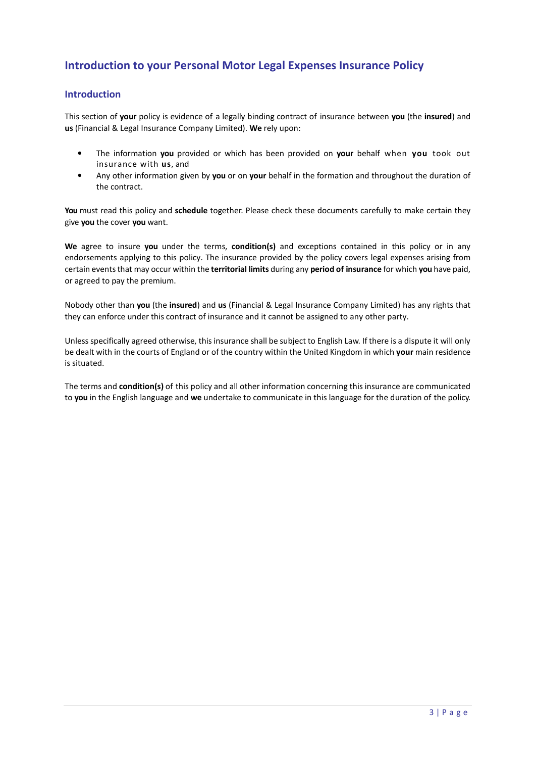# Introduction to your Personal Motor Legal Expenses Insurance Policy

## Introduction

This section of **your** policy is evidence of a legally binding contract of insurance between **you** (the **insured**) and **us** (Financial & Legal Insurance Company Limited). **We** rely upon:

- The information **you** provided or which has been provided on **your** behalf when **you** took out insurance with **us**, and
- Any other information given by **you** or on **your** behalf in the formation and throughout the duration of the contract.

**You** must read this policy and **schedule** together. Please check these documents carefully to make certain they give **you** the cover **you** want.

**We** agree to insure **you** under the terms, **condition(s)** and exceptions contained in this policy or in any endorsements applying to this policy. The insurance provided by the policy covers legal expenses arising from certain events that may occur within the **territorial limits** during any **period of insurance** for which **you** have paid, or agreed to pay the premium.

Nobody other than **you** (the **insured**) and **us** (Financial & Legal Insurance Company Limited) has any rights that they can enforce under this contract of insurance and it cannot be assigned to any other party.

Unless specifically agreed otherwise, this insurance shall be subject to English Law. If there is a dispute it will only be dealt with in the courts of England or of the country within the United Kingdom in which **your** main residence is situated.

The terms and **condition(s)** of this policy and all other information concerning this insurance are communicated to **you** in the English language and **we** undertake to communicate in this language for the duration of the policy.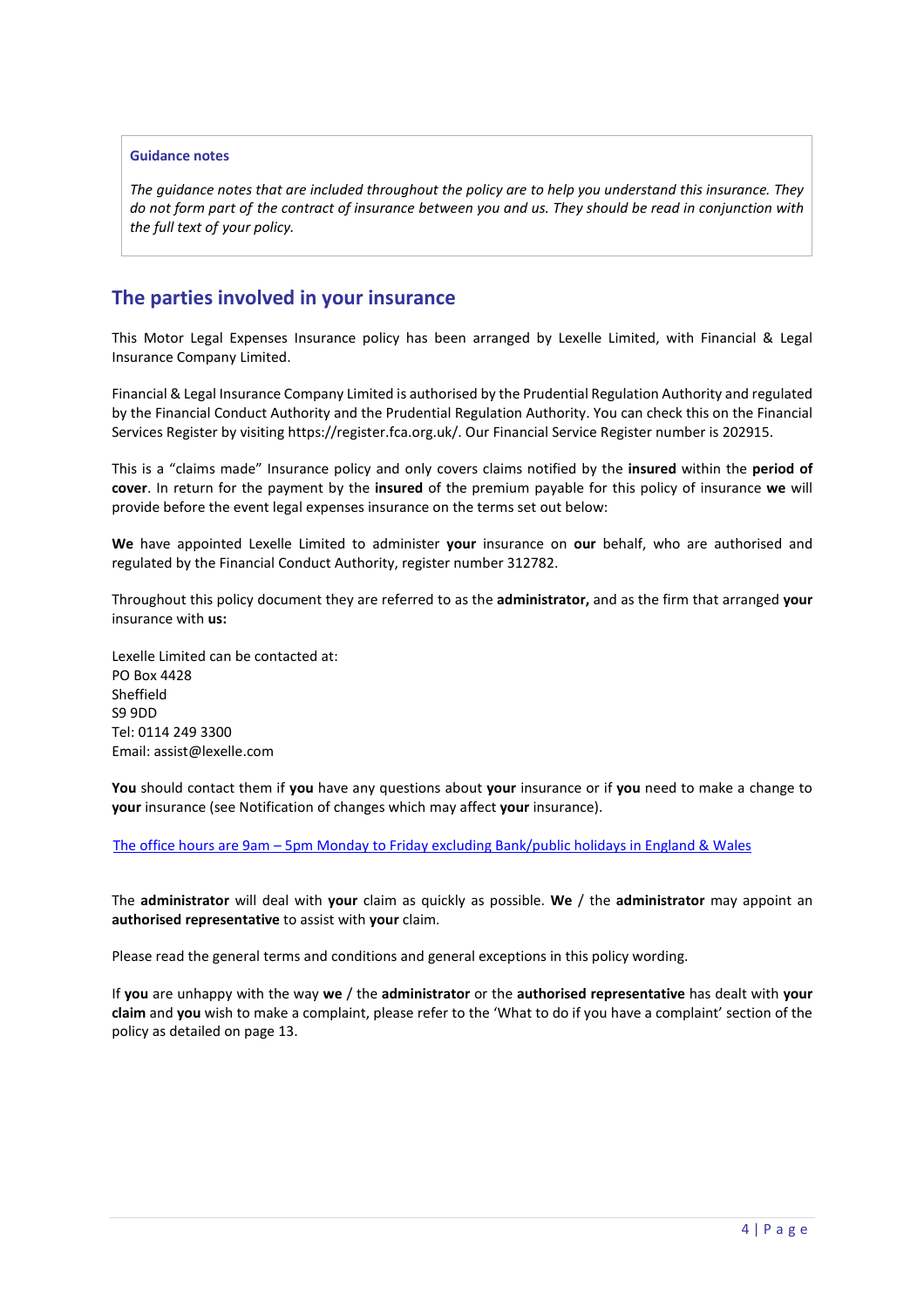**Guidance notes**

*The guidance notes that are included throughout the policy are to help you understand this insurance. They do not form part of the contract of insurance between you and us. They should be read in conjunction with the full text of your policy.*

## The parties involved in your insurance

This Motor Legal Expenses Insurance policy has been arranged by Lexelle Limited, with Financial & Legal Insurance Company Limited.

Financial & Legal Insurance Company Limited is authorised by the Prudential Regulation Authority and regulated by the Financial Conduct Authority and the Prudential Regulation Authority. You can check this on the Financial Services Register by visiting https://register.fca.org.uk/. Our Financial Service Register number is 202915.

This is a "claims made" Insurance policy and only covers claims notified by the **insured** within the **period of cover**. In return for the payment by the **insured** of the premium payable for this policy of insurance **we** will provide before the event legal expenses insurance on the terms set out below:

**We** have appointed Lexelle Limited to administer **your** insurance on **our** behalf, who are authorised and regulated by the Financial Conduct Authority, register number 312782.

Throughout this policy document they are referred to as the **administrator,** and as the firm that arranged **your** insurance with **us:**

Lexelle Limited can be contacted at:
PO Box 4428
Sheffield
S9 9DD
Tel: 0114 249 3300
Email: assist@lexelle.com

**You** should contact them if **you** have any questions about **your** insurance or if **you** need to make a change to **your** insurance (see Notification of changes which may affect **your** insurance).

The office hours are 9am – 5pm Monday to Friday excluding Bank/public holidays in England & Wales

The **administrator** will deal with **your** claim as quickly as possible. **We** / the **administrator** may appoint an **authorised representative** to assist with **your** claim.

Please read the general terms and conditions and general exceptions in this policy wording.

If **you** are unhappy with the way **we** / the **administrator** or the **authorised representative** has dealt with **your claim** and **you** wish to make a complaint, please refer to the 'What to do if you have a complaint' section of the policy as detailed on page 13.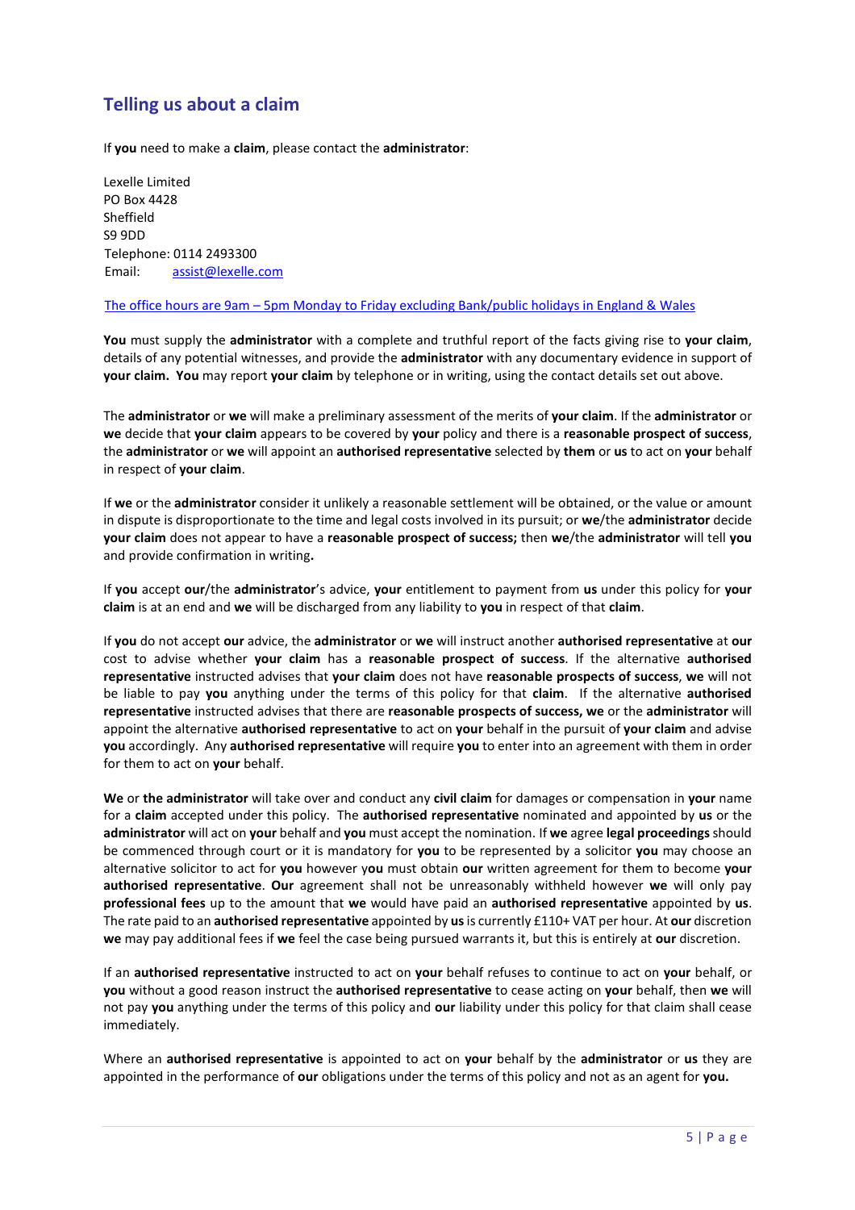## Telling us about a claim

If **you** need to make a **claim**, please contact the **administrator**:

Lexelle Limited
PO Box 4428
Sheffield
S9 9DD
Telephone: 0114 2493300
Email: assist@lexelle.com

The office hours are 9am – 5pm Monday to Friday excluding Bank/public holidays in England & Wales

**You** must supply the **administrator** with a complete and truthful report of the facts giving rise to **your claim**, details of any potential witnesses, and provide the **administrator** with any documentary evidence in support of **your claim. You** may report **your claim** by telephone or in writing, using the contact details set out above.

The **administrator** or **we** will make a preliminary assessment of the merits of **your claim**. If the **administrator** or **we** decide that **your claim** appears to be covered by **your** policy and there is a **reasonable prospect of success**, the **administrator** or **we** will appoint an **authorised representative** selected by **them** or **us** to act on **your** behalf in respect of **your claim**.

If **we** or the **administrator** consider it unlikely a reasonable settlement will be obtained, or the value or amount in dispute is disproportionate to the time and legal costs involved in its pursuit; or **we**/the **administrator** decide **your claim** does not appear to have a **reasonable prospect of success;** then **we**/the **administrator** will tell **you** and provide confirmation in writing**.**

If **you** accept **our**/the **administrator**'s advice, **your** entitlement to payment from **us** under this policy for **your claim** is at an end and **we** will be discharged from any liability to **you** in respect of that **claim**.

If **you** do not accept **our** advice, the **administrator** or **we** will instruct another **authorised representative** at **our** cost to advise whether **your claim** has a **reasonable prospect of success**. If the alternative **authorised representative** instructed advises that **your claim** does not have **reasonable prospects of success**, **we** will not be liable to pay **you** anything under the terms of this policy for that **claim**. If the alternative **authorised representative** instructed advises that there are **reasonable prospects of success, we** or the **administrator** will appoint the alternative **authorised representative** to act on **your** behalf in the pursuit of **your claim** and advise **you** accordingly. Any **authorised representative** will require **you** to enter into an agreement with them in order for them to act on **your** behalf.

**We** or **the administrator** will take over and conduct any **civil claim** for damages or compensation in **your** name for a **claim** accepted under this policy. The **authorised representative** nominated and appointed by **us** or the **administrator** will act on **your** behalf and **you** must accept the nomination. If **we** agree **legal proceedings** should be commenced through court or it is mandatory for **you** to be represented by a solicitor **you** may choose an alternative solicitor to act for **you** however y**ou** must obtain **our** written agreement for them to become **your authorised representative**. **Our** agreement shall not be unreasonably withheld however **we** will only pay **professional fees** up to the amount that **we** would have paid an **authorised representative** appointed by **us**. The rate paid to an **authorised representative** appointed by **us** is currently £110+ VAT per hour. At **our** discretion **we** may pay additional fees if **we** feel the case being pursued warrants it, but this is entirely at **our** discretion.

If an **authorised representative** instructed to act on **your** behalf refuses to continue to act on **your** behalf, or **you** without a good reason instruct the **authorised representative** to cease acting on **your** behalf, then **we** will not pay **you** anything under the terms of this policy and **our** liability under this policy for that claim shall cease immediately.

Where an **authorised representative** is appointed to act on **your** behalf by the **administrator** or **us** they are appointed in the performance of **our** obligations under the terms of this policy and not as an agent for **you.**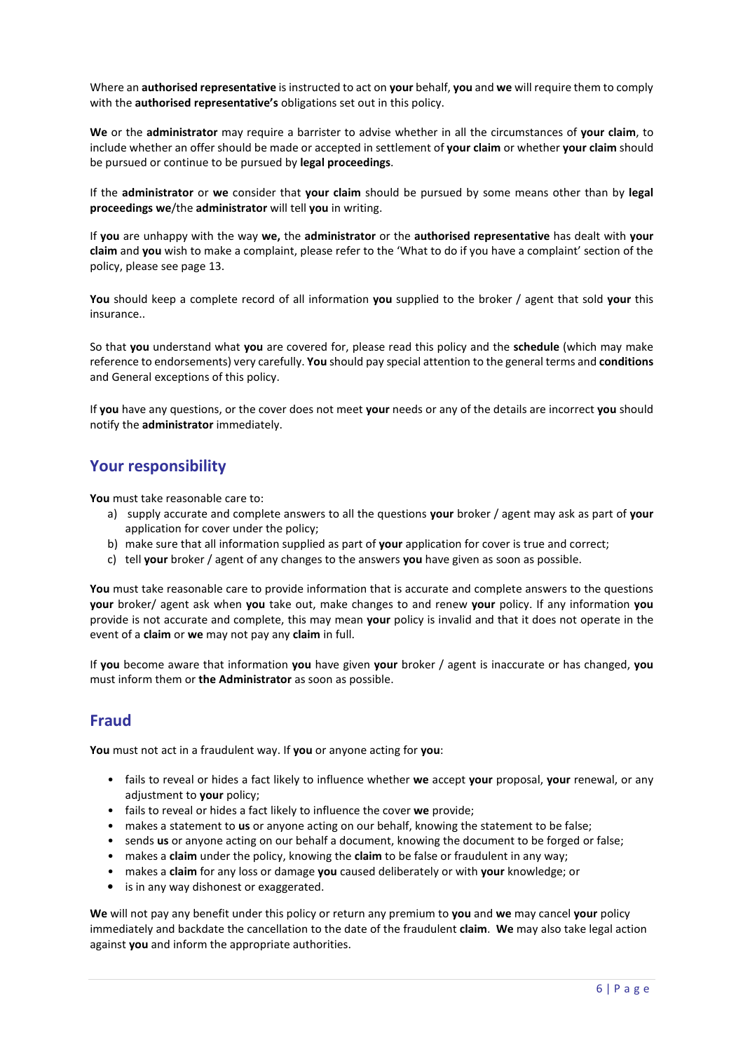Where an **authorised representative** is instructed to act on **your** behalf, **you** and **we** will require them to comply with the **authorised representative's** obligations set out in this policy.

**We** or the **administrator** may require a barrister to advise whether in all the circumstances of **your claim**, to include whether an offer should be made or accepted in settlement of **your claim** or whether **your claim** should be pursued or continue to be pursued by **legal proceedings**.

If the **administrator** or **we** consider that **your claim** should be pursued by some means other than by **legal proceedings we**/the **administrator** will tell **you** in writing.

If **you** are unhappy with the way **we,** the **administrator** or the **authorised representative** has dealt with **your claim** and **you** wish to make a complaint, please refer to the 'What to do if you have a complaint' section of the policy, please see page 13.

**You** should keep a complete record of all information **you** supplied to the broker / agent that sold **your** this insurance..

So that **you** understand what **you** are covered for, please read this policy and the **schedule** (which may make reference to endorsements) very carefully. **You** should pay special attention to the general terms and **conditions** and General exceptions of this policy.

If **you** have any questions, or the cover does not meet **your** needs or any of the details are incorrect **you** should notify the **administrator** immediately.

## Your responsibility

**You** must take reasonable care to:

a) supply accurate and complete answers to all the questions **your** broker / agent may ask as part of **your** application for cover under the policy;
b) make sure that all information supplied as part of **your** application for cover is true and correct;
c) tell **your** broker / agent of any changes to the answers **you** have given as soon as possible.

**You** must take reasonable care to provide information that is accurate and complete answers to the questions **your** broker/ agent ask when **you** take out, make changes to and renew **your** policy. If any information **you** provide is not accurate and complete, this may mean **your** policy is invalid and that it does not operate in the event of a **claim** or **we** may not pay any **claim** in full.

If **you** become aware that information **you** have given **your** broker / agent is inaccurate or has changed, **you** must inform them or **the Administrator** as soon as possible.

## Fraud

**You** must not act in a fraudulent way. If **you** or anyone acting for **you**:

- fails to reveal or hides a fact likely to influence whether **we** accept **your** proposal, **your** renewal, or any adjustment to **your** policy;
- fails to reveal or hides a fact likely to influence the cover **we** provide;
- makes a statement to **us** or anyone acting on our behalf, knowing the statement to be false;
- sends **us** or anyone acting on our behalf a document, knowing the document to be forged or false;
- makes a **claim** under the policy, knowing the **claim** to be false or fraudulent in any way;
- makes a **claim** for any loss or damage **you** caused deliberately or with **your** knowledge; or
- is in any way dishonest or exaggerated.

**We** will not pay any benefit under this policy or return any premium to **you** and **we** may cancel **your** policy immediately and backdate the cancellation to the date of the fraudulent **claim**. **We** may also take legal action against **you** and inform the appropriate authorities.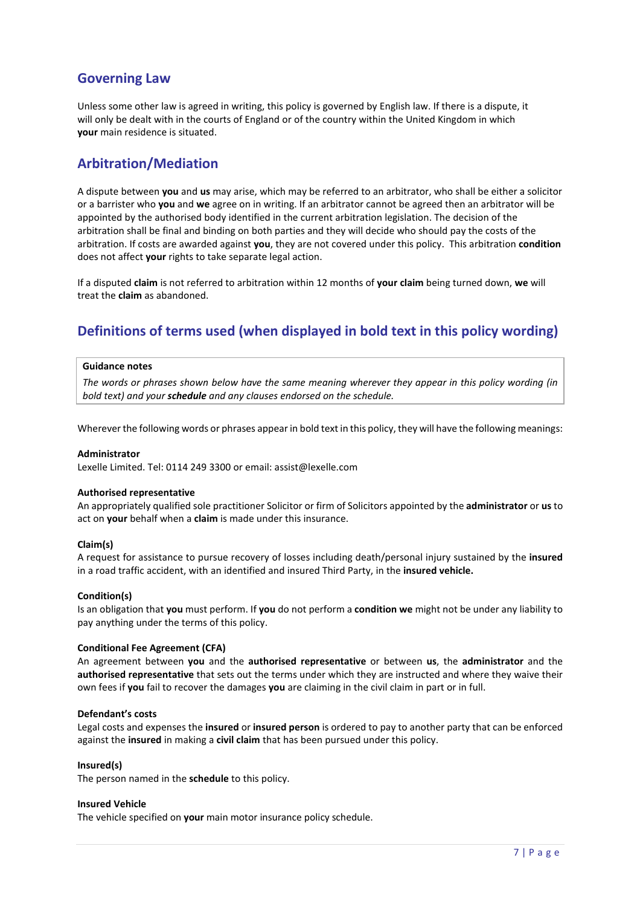## Governing Law

Unless some other law is agreed in writing, this policy is governed by English law. If there is a dispute, it will only be dealt with in the courts of England or of the country within the United Kingdom in which **your** main residence is situated.

## Arbitration/Mediation

A dispute between **you** and **us** may arise, which may be referred to an arbitrator, who shall be either a solicitor or a barrister who **you** and **we** agree on in writing. If an arbitrator cannot be agreed then an arbitrator will be appointed by the authorised body identified in the current arbitration legislation. The decision of the arbitration shall be final and binding on both parties and they will decide who should pay the costs of the arbitration. If costs are awarded against **you**, they are not covered under this policy. This arbitration **condition** does not affect **your** rights to take separate legal action.

If a disputed **claim** is not referred to arbitration within 12 months of **your claim** being turned down, **we** will treat the **claim** as abandoned.

## Definitions of terms used (when displayed in bold text in this policy wording)

> **Guidance notes**
>
> *The words or phrases shown below have the same meaning wherever they appear in this policy wording (in bold text) and your* ***schedule*** *and any clauses endorsed on the schedule.*

Wherever the following words or phrases appear in bold text in this policy, they will have the following meanings:

**Administrator**
Lexelle Limited. Tel: 0114 249 3300 or email: assist@lexelle.com

**Authorised representative**
An appropriately qualified sole practitioner Solicitor or firm of Solicitors appointed by the **administrator** or **us** to act on **your** behalf when a **claim** is made under this insurance.

**Claim(s)**
A request for assistance to pursue recovery of losses including death/personal injury sustained by the **insured** in a road traffic accident, with an identified and insured Third Party, in the **insured vehicle.**

**Condition(s)**
Is an obligation that **you** must perform. If **you** do not perform a **condition we** might not be under any liability to pay anything under the terms of this policy.

**Conditional Fee Agreement (CFA)**
An agreement between **you** and the **authorised representative** or between **us**, the **administrator** and the **authorised representative** that sets out the terms under which they are instructed and where they waive their own fees if **you** fail to recover the damages **you** are claiming in the civil claim in part or in full.

**Defendant's costs**
Legal costs and expenses the **insured** or **insured person** is ordered to pay to another party that can be enforced against the **insured** in making a **civil claim** that has been pursued under this policy.

**Insured(s)**
The person named in the **schedule** to this policy.

**Insured Vehicle**
The vehicle specified on **your** main motor insurance policy schedule.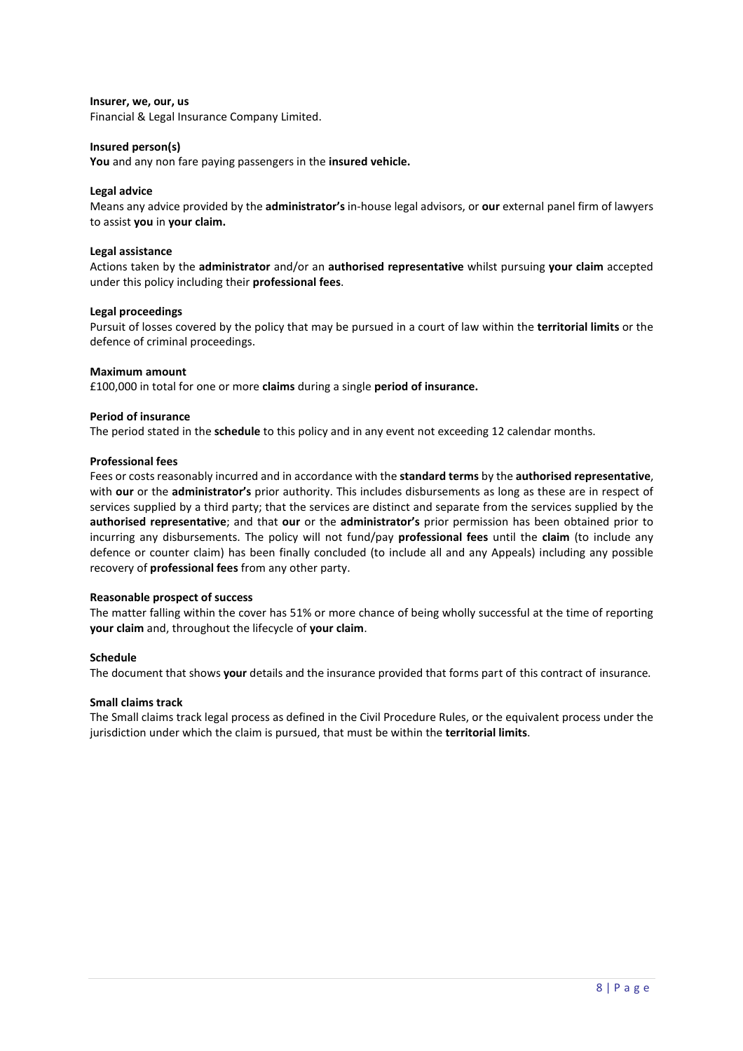**Insurer, we, our, us**
Financial & Legal Insurance Company Limited.

**Insured person(s)**
**You** and any non fare paying passengers in the **insured vehicle.**

**Legal advice**
Means any advice provided by the **administrator's** in-house legal advisors, or **our** external panel firm of lawyers to assist **you** in **your claim.**

**Legal assistance**
Actions taken by the **administrator** and/or an **authorised representative** whilst pursuing **your claim** accepted under this policy including their **professional fees**.

**Legal proceedings**
Pursuit of losses covered by the policy that may be pursued in a court of law within the **territorial limits** or the defence of criminal proceedings.

**Maximum amount**
£100,000 in total for one or more **claims** during a single **period of insurance.**

**Period of insurance**
The period stated in the **schedule** to this policy and in any event not exceeding 12 calendar months.

**Professional fees**
Fees or costs reasonably incurred and in accordance with the **standard terms** by the **authorised representative**, with **our** or the **administrator's** prior authority. This includes disbursements as long as these are in respect of services supplied by a third party; that the services are distinct and separate from the services supplied by the **authorised representative**; and that **our** or the **administrator's** prior permission has been obtained prior to incurring any disbursements. The policy will not fund/pay **professional fees** until the **claim** (to include any defence or counter claim) has been finally concluded (to include all and any Appeals) including any possible recovery of **professional fees** from any other party.

**Reasonable prospect of success**
The matter falling within the cover has 51% or more chance of being wholly successful at the time of reporting **your claim** and, throughout the lifecycle of **your claim**.

**Schedule**
The document that shows **your** details and the insurance provided that forms part of this contract of insurance.

**Small claims track**
The Small claims track legal process as defined in the Civil Procedure Rules, or the equivalent process under the jurisdiction under which the claim is pursued, that must be within the **territorial limits**.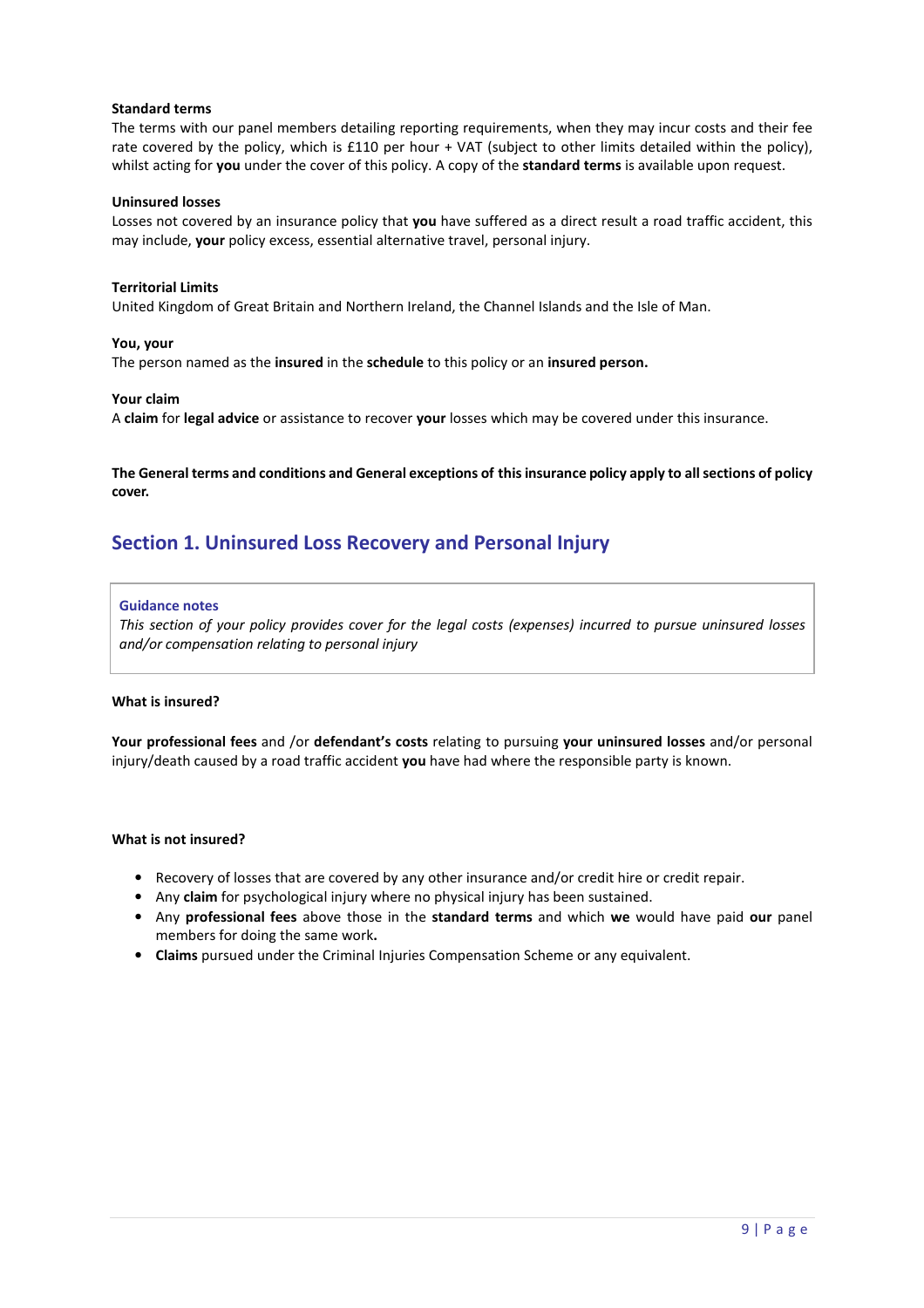**Standard terms**

The terms with our panel members detailing reporting requirements, when they may incur costs and their fee rate covered by the policy, which is £110 per hour + VAT (subject to other limits detailed within the policy), whilst acting for **you** under the cover of this policy. A copy of the **standard terms** is available upon request.

**Uninsured losses**

Losses not covered by an insurance policy that **you** have suffered as a direct result a road traffic accident, this may include, **your** policy excess, essential alternative travel, personal injury.

**Territorial Limits**

United Kingdom of Great Britain and Northern Ireland, the Channel Islands and the Isle of Man.

**You, your**

The person named as the **insured** in the **schedule** to this policy or an **insured person.**

**Your claim**

A **claim** for **legal advice** or assistance to recover **your** losses which may be covered under this insurance.

**The General terms and conditions and General exceptions of this insurance policy apply to all sections of policy cover.**

## Section 1. Uninsured Loss Recovery and Personal Injury

> **Guidance notes**
>
> *This section of your policy provides cover for the legal costs (expenses) incurred to pursue uninsured losses and/or compensation relating to personal injury*

**What is insured?**

**Your professional fees** and /or **defendant's costs** relating to pursuing **your uninsured losses** and/or personal injury/death caused by a road traffic accident **you** have had where the responsible party is known.

**What is not insured?**

- Recovery of losses that are covered by any other insurance and/or credit hire or credit repair.
- Any **claim** for psychological injury where no physical injury has been sustained.
- Any **professional fees** above those in the **standard terms** and which **we** would have paid **our** panel members for doing the same work**.**
- **Claims** pursued under the Criminal Injuries Compensation Scheme or any equivalent.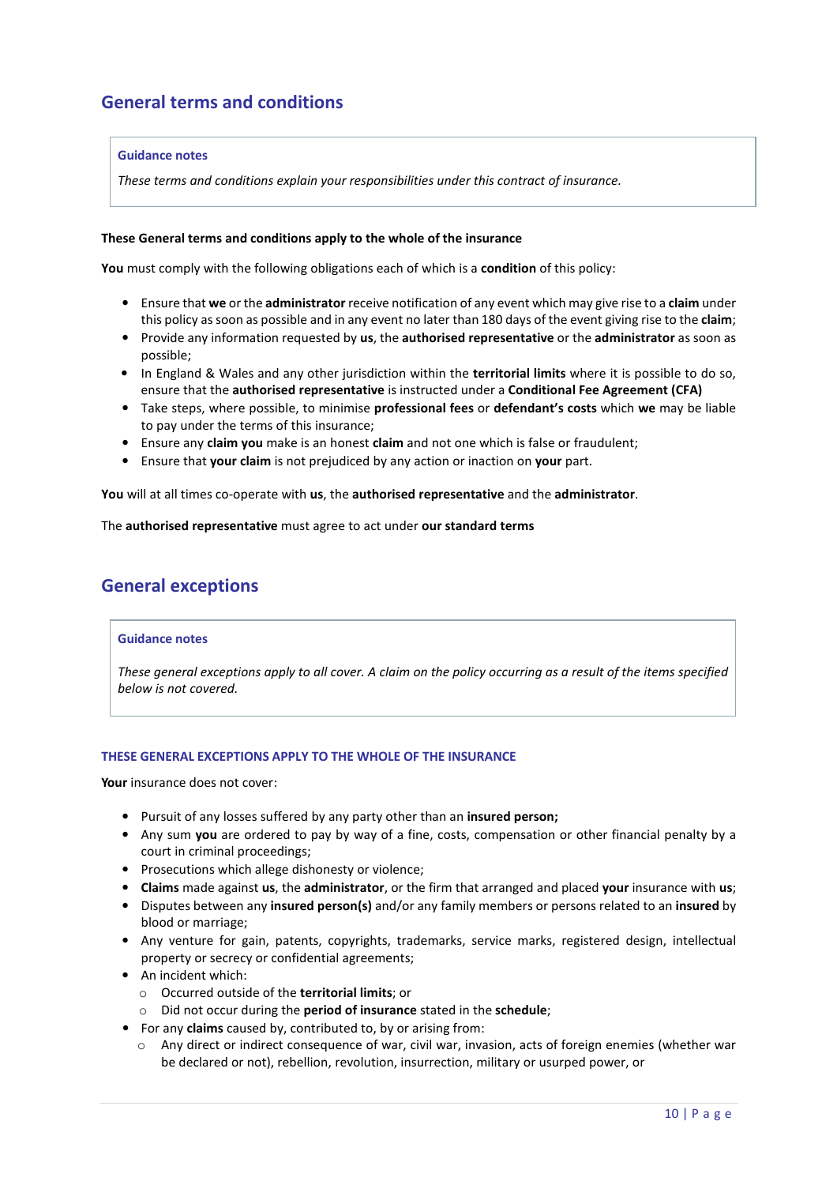## General terms and conditions

> **Guidance notes**
>
> *These terms and conditions explain your responsibilities under this contract of insurance.*

**These General terms and conditions apply to the whole of the insurance**

**You** must comply with the following obligations each of which is a **condition** of this policy:

- Ensure that **we** or the **administrator** receive notification of any event which may give rise to a **claim** under this policy as soon as possible and in any event no later than 180 days of the event giving rise to the **claim**;
- Provide any information requested by **us**, the **authorised representative** or the **administrator** as soon as possible;
- In England & Wales and any other jurisdiction within the **territorial limits** where it is possible to do so, ensure that the **authorised representative** is instructed under a **Conditional Fee Agreement (CFA)**
- Take steps, where possible, to minimise **professional fees** or **defendant's costs** which **we** may be liable to pay under the terms of this insurance;
- Ensure any **claim you** make is an honest **claim** and not one which is false or fraudulent;
- Ensure that **your claim** is not prejudiced by any action or inaction on **your** part.

**You** will at all times co-operate with **us**, the **authorised representative** and the **administrator**.

The **authorised representative** must agree to act under **our standard terms**

## General exceptions

> **Guidance notes**
>
> *These general exceptions apply to all cover. A claim on the policy occurring as a result of the items specified below is not covered.*

### THESE GENERAL EXCEPTIONS APPLY TO THE WHOLE OF THE INSURANCE

**Your** insurance does not cover:

- Pursuit of any losses suffered by any party other than an **insured person;**
- Any sum **you** are ordered to pay by way of a fine, costs, compensation or other financial penalty by a court in criminal proceedings;
- Prosecutions which allege dishonesty or violence;
- **Claims** made against **us**, the **administrator**, or the firm that arranged and placed **your** insurance with **us**;
- Disputes between any **insured person(s)** and/or any family members or persons related to an **insured** by blood or marriage;
- Any venture for gain, patents, copyrights, trademarks, service marks, registered design, intellectual property or secrecy or confidential agreements;
- An incident which:
  - Occurred outside of the **territorial limits**; or
  - Did not occur during the **period of insurance** stated in the **schedule**;
- For any **claims** caused by, contributed to, by or arising from:
  - Any direct or indirect consequence of war, civil war, invasion, acts of foreign enemies (whether war be declared or not), rebellion, revolution, insurrection, military or usurped power, or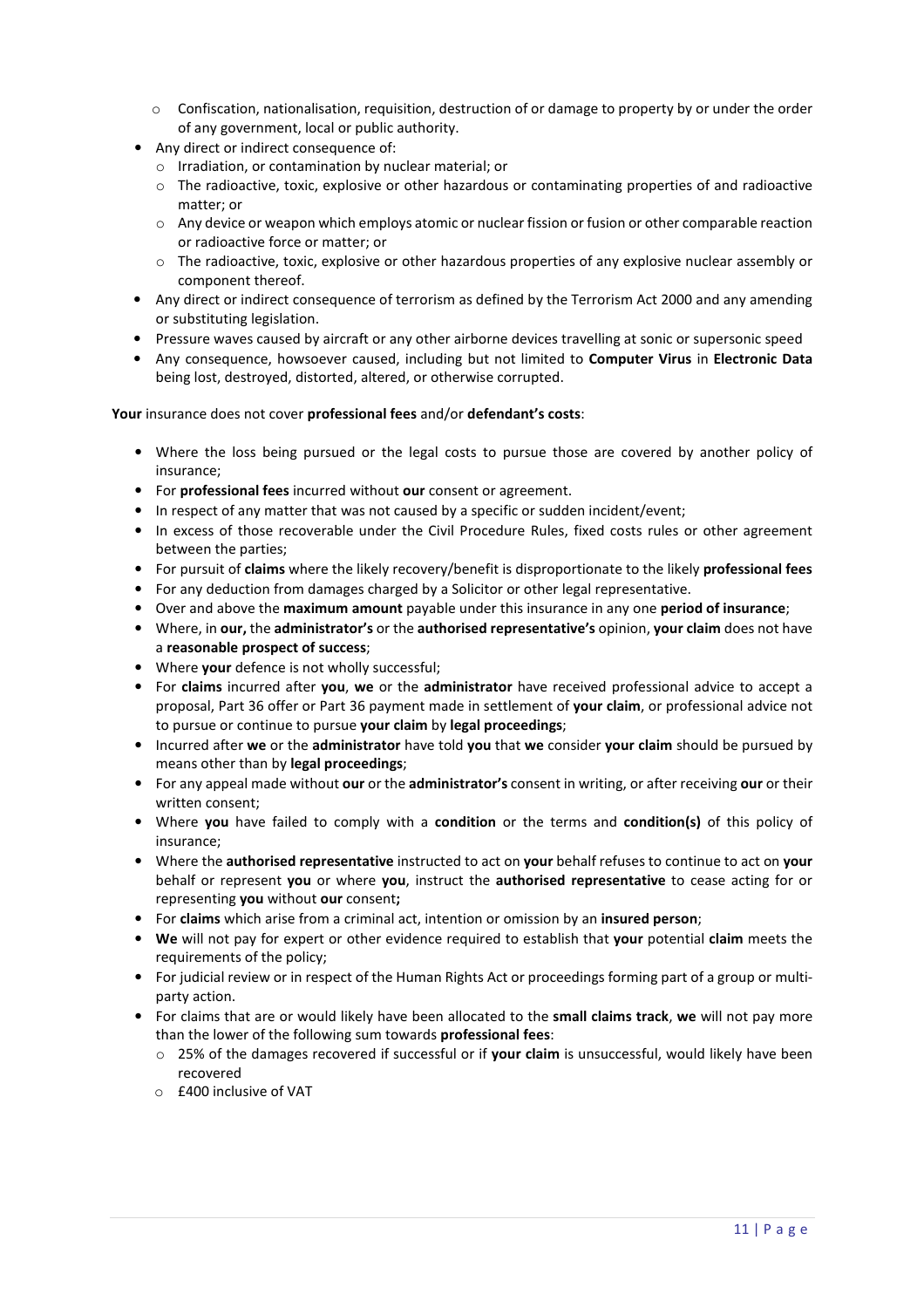- Confiscation, nationalisation, requisition, destruction of or damage to property by or under the order of any government, local or public authority.
- Any direct or indirect consequence of:
    - Irradiation, or contamination by nuclear material; or
    - The radioactive, toxic, explosive or other hazardous or contaminating properties of and radioactive matter; or
    - Any device or weapon which employs atomic or nuclear fission or fusion or other comparable reaction or radioactive force or matter; or
    - The radioactive, toxic, explosive or other hazardous properties of any explosive nuclear assembly or component thereof.
- Any direct or indirect consequence of terrorism as defined by the Terrorism Act 2000 and any amending or substituting legislation.
- Pressure waves caused by aircraft or any other airborne devices travelling at sonic or supersonic speed
- Any consequence, howsoever caused, including but not limited to **Computer Virus** in **Electronic Data** being lost, destroyed, distorted, altered, or otherwise corrupted.

**Your** insurance does not cover **professional fees** and/or **defendant's costs**:

- Where the loss being pursued or the legal costs to pursue those are covered by another policy of insurance;
- For **professional fees** incurred without **our** consent or agreement.
- In respect of any matter that was not caused by a specific or sudden incident/event;
- In excess of those recoverable under the Civil Procedure Rules, fixed costs rules or other agreement between the parties;
- For pursuit of **claims** where the likely recovery/benefit is disproportionate to the likely **professional fees**
- For any deduction from damages charged by a Solicitor or other legal representative.
- Over and above the **maximum amount** payable under this insurance in any one **period of insurance**;
- Where, in **our,** the **administrator's** or the **authorised representative's** opinion, **your claim** does not have a **reasonable prospect of success**;
- Where **your** defence is not wholly successful;
- For **claims** incurred after **you**, **we** or the **administrator** have received professional advice to accept a proposal, Part 36 offer or Part 36 payment made in settlement of **your claim**, or professional advice not to pursue or continue to pursue **your claim** by **legal proceedings**;
- Incurred after **we** or the **administrator** have told **you** that **we** consider **your claim** should be pursued by means other than by **legal proceedings**;
- For any appeal made without **our** or the **administrator's** consent in writing, or after receiving **our** or their written consent;
- Where **you** have failed to comply with a **condition** or the terms and **condition(s)** of this policy of insurance;
- Where the **authorised representative** instructed to act on **your** behalf refuses to continue to act on **your** behalf or represent **you** or where **you**, instruct the **authorised representative** to cease acting for or representing **you** without **our** consent**;**
- For **claims** which arise from a criminal act, intention or omission by an **insured person**;
- **We** will not pay for expert or other evidence required to establish that **your** potential **claim** meets the requirements of the policy;
- For judicial review or in respect of the Human Rights Act or proceedings forming part of a group or multi-party action.
- For claims that are or would likely have been allocated to the **small claims track**, **we** will not pay more than the lower of the following sum towards **professional fees**:
    - 25% of the damages recovered if successful or if **your claim** is unsuccessful, would likely have been recovered
    - £400 inclusive of VAT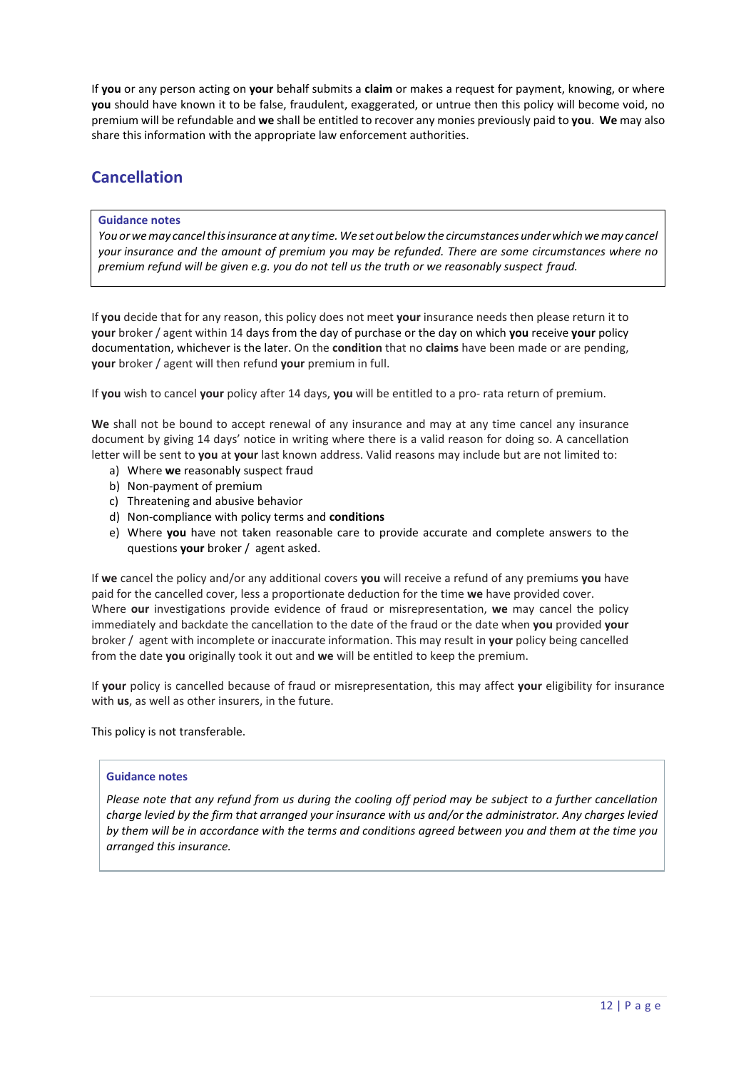If **you** or any person acting on **your** behalf submits a **claim** or makes a request for payment, knowing, or where **you** should have known it to be false, fraudulent, exaggerated, or untrue then this policy will become void, no premium will be refundable and **we** shall be entitled to recover any monies previously paid to **you**. **We** may also share this information with the appropriate law enforcement authorities.

## Cancellation

> **Guidance notes**
>
> *You or we may cancel this insurance at any time. We set out below the circumstances under which we may cancel your insurance and the amount of premium you may be refunded. There are some circumstances where no premium refund will be given e.g. you do not tell us the truth or we reasonably suspect fraud.*

If **you** decide that for any reason, this policy does not meet **your** insurance needs then please return it to **your** broker / agent within 14 days from the day of purchase or the day on which **you** receive **your** policy documentation, whichever is the later. On the **condition** that no **claims** have been made or are pending, **your** broker / agent will then refund **your** premium in full.

If **you** wish to cancel **your** policy after 14 days, **you** will be entitled to a pro- rata return of premium.

**We** shall not be bound to accept renewal of any insurance and may at any time cancel any insurance document by giving 14 days' notice in writing where there is a valid reason for doing so. A cancellation letter will be sent to **you** at **your** last known address. Valid reasons may include but are not limited to:

a) Where **we** reasonably suspect fraud
b) Non-payment of premium
c) Threatening and abusive behavior
d) Non-compliance with policy terms and **conditions**
e) Where **you** have not taken reasonable care to provide accurate and complete answers to the questions **your** broker / agent asked.

If **we** cancel the policy and/or any additional covers **you** will receive a refund of any premiums **you** have paid for the cancelled cover, less a proportionate deduction for the time **we** have provided cover.
Where **our** investigations provide evidence of fraud or misrepresentation, **we** may cancel the policy immediately and backdate the cancellation to the date of the fraud or the date when **you** provided **your** broker / agent with incomplete or inaccurate information. This may result in **your** policy being cancelled from the date **you** originally took it out and **we** will be entitled to keep the premium.

If **your** policy is cancelled because of fraud or misrepresentation, this may affect **your** eligibility for insurance with **us**, as well as other insurers, in the future.

This policy is not transferable.

> **Guidance notes**
>
> *Please note that any refund from us during the cooling off period may be subject to a further cancellation charge levied by the firm that arranged your insurance with us and/or the administrator. Any charges levied by them will be in accordance with the terms and conditions agreed between you and them at the time you arranged this insurance.*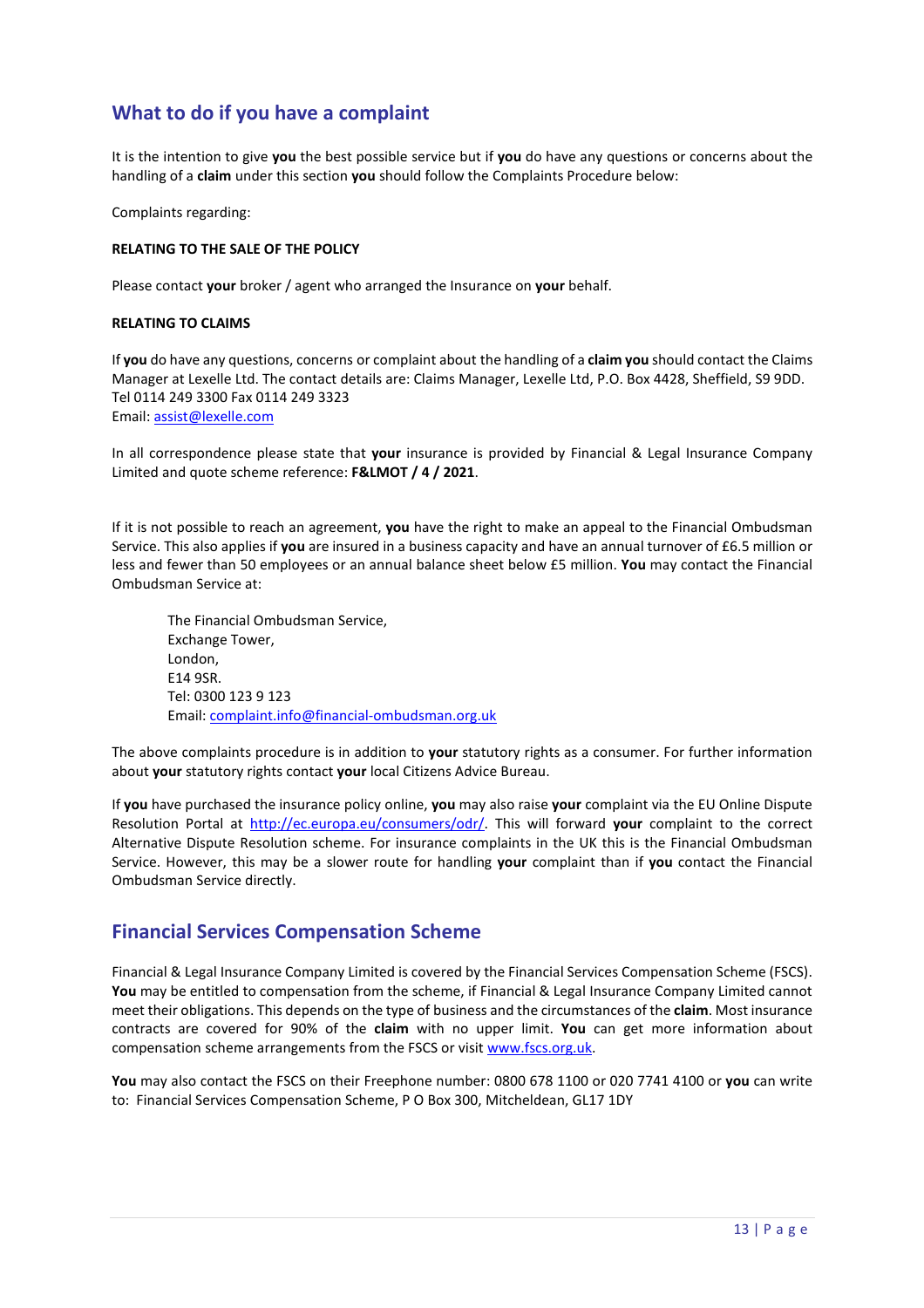## What to do if you have a complaint

It is the intention to give **you** the best possible service but if **you** do have any questions or concerns about the handling of a **claim** under this section **you** should follow the Complaints Procedure below:

Complaints regarding:

**RELATING TO THE SALE OF THE POLICY**

Please contact **your** broker / agent who arranged the Insurance on **your** behalf.

**RELATING TO CLAIMS**

If **you** do have any questions, concerns or complaint about the handling of a **claim** **you** should contact the Claims Manager at Lexelle Ltd. The contact details are: Claims Manager, Lexelle Ltd, P.O. Box 4428, Sheffield, S9 9DD.
Tel 0114 249 3300 Fax 0114 249 3323
Email: assist@lexelle.com

In all correspondence please state that **your** insurance is provided by Financial & Legal Insurance Company Limited and quote scheme reference: **F&LMOT / 4 / 2021**.

If it is not possible to reach an agreement, **you** have the right to make an appeal to the Financial Ombudsman Service. This also applies if **you** are insured in a business capacity and have an annual turnover of £6.5 million or less and fewer than 50 employees or an annual balance sheet below £5 million. **You** may contact the Financial Ombudsman Service at:

> The Financial Ombudsman Service,
> Exchange Tower,
> London,
> E14 9SR.
> Tel: 0300 123 9 123
> Email: complaint.info@financial-ombudsman.org.uk

The above complaints procedure is in addition to **your** statutory rights as a consumer. For further information about **your** statutory rights contact **your** local Citizens Advice Bureau.

If **you** have purchased the insurance policy online, **you** may also raise **your** complaint via the EU Online Dispute Resolution Portal at http://ec.europa.eu/consumers/odr/. This will forward **your** complaint to the correct Alternative Dispute Resolution scheme. For insurance complaints in the UK this is the Financial Ombudsman Service. However, this may be a slower route for handling **your** complaint than if **you** contact the Financial Ombudsman Service directly.

## Financial Services Compensation Scheme

Financial & Legal Insurance Company Limited is covered by the Financial Services Compensation Scheme (FSCS). **You** may be entitled to compensation from the scheme, if Financial & Legal Insurance Company Limited cannot meet their obligations. This depends on the type of business and the circumstances of the **claim**. Most insurance contracts are covered for 90% of the **claim** with no upper limit. **You** can get more information about compensation scheme arrangements from the FSCS or visit www.fscs.org.uk.

**You** may also contact the FSCS on their Freephone number: 0800 678 1100 or 020 7741 4100 or **you** can write to: Financial Services Compensation Scheme, P O Box 300, Mitcheldean, GL17 1DY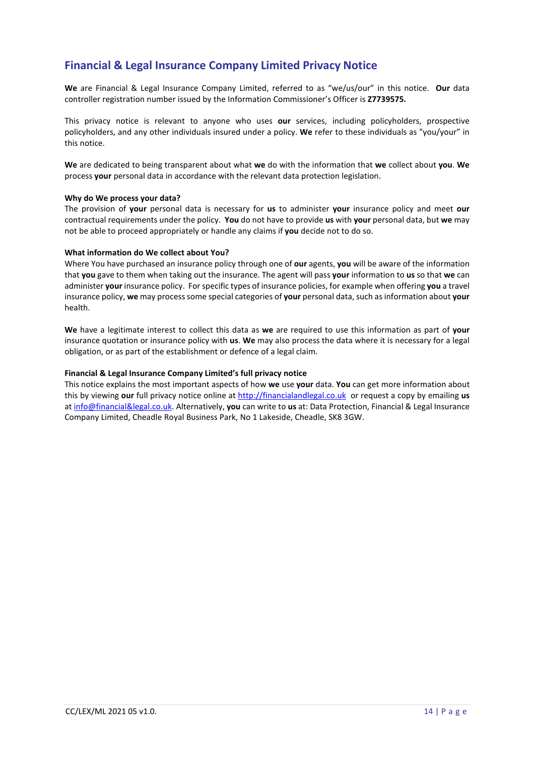# Financial & Legal Insurance Company Limited Privacy Notice

**We** are Financial & Legal Insurance Company Limited, referred to as "we/us/our" in this notice. **Our** data controller registration number issued by the Information Commissioner's Officer is **Z7739575.**

This privacy notice is relevant to anyone who uses **our** services, including policyholders, prospective policyholders, and any other individuals insured under a policy. **We** refer to these individuals as "you/your" in this notice.

**We** are dedicated to being transparent about what **we** do with the information that **we** collect about **you**. **We** process **your** personal data in accordance with the relevant data protection legislation.

**Why do We process your data?**

The provision of **your** personal data is necessary for **us** to administer **your** insurance policy and meet **our** contractual requirements under the policy. **You** do not have to provide **us** with **your** personal data, but **we** may not be able to proceed appropriately or handle any claims if **you** decide not to do so.

**What information do We collect about You?**

Where You have purchased an insurance policy through one of **our** agents, **you** will be aware of the information that **you** gave to them when taking out the insurance. The agent will pass **your** information to **us** so that **we** can administer **your** insurance policy. For specific types of insurance policies, for example when offering **you** a travel insurance policy, **we** may process some special categories of **your** personal data, such as information about **your** health.

**We** have a legitimate interest to collect this data as **we** are required to use this information as part of **your** insurance quotation or insurance policy with **us**. **We** may also process the data where it is necessary for a legal obligation, or as part of the establishment or defence of a legal claim.

**Financial & Legal Insurance Company Limited's full privacy notice**

This notice explains the most important aspects of how **we** use **your** data. **You** can get more information about this by viewing **our** full privacy notice online at http://financialandlegal.co.uk or request a copy by emailing **us** at info@financial&legal.co.uk. Alternatively, **you** can write to **us** at: Data Protection, Financial & Legal Insurance Company Limited, Cheadle Royal Business Park, No 1 Lakeside, Cheadle, SK8 3GW.

CC/LEX/ML 2021 05 v1.0.